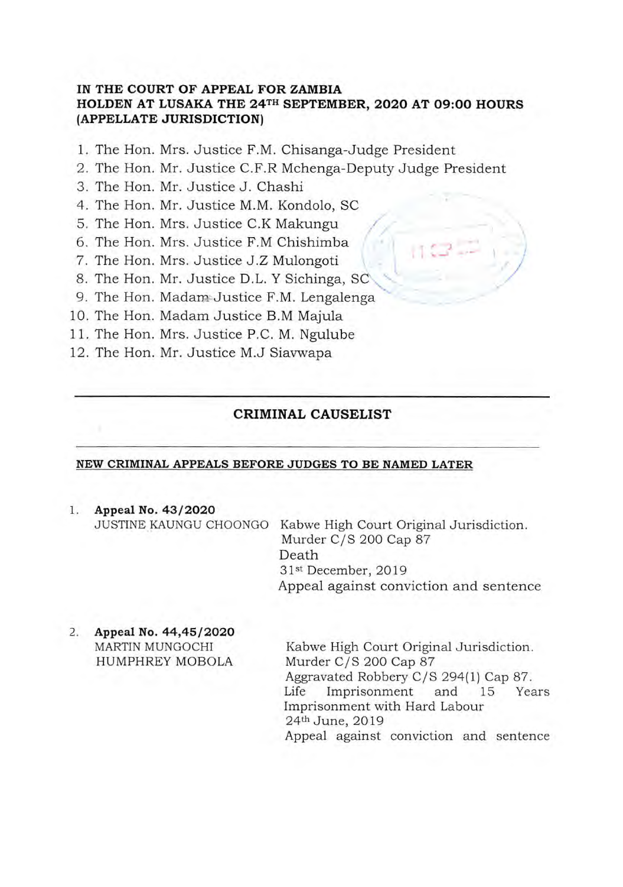**IN THE COURT OF APPEAL FOR ZAMBIA**
**HOLDEN AT LUSAKA THE 24TH SEPTEMBER, 2020 AT 09:00 HOURS**
**(APPELLATE JURISDICTION)**

1. The Hon. Mrs. Justice F.M. Chisanga-Judge President
2. The Hon. Mr. Justice C.F.R Mchenga-Deputy Judge President
3. The Hon. Mr. Justice J. Chashi
4. The Hon. Mr. Justice M.M. Kondolo, SC
5. The Hon. Mrs. Justice C.K Makungu
6. The Hon. Mrs. Justice F.M Chishimba
7. The Hon. Mrs. Justice J.Z Mulongoti
8. The Hon. Mr. Justice D.L. Y Sichinga, SC
9. The Hon. Madam Justice F.M. Lengalenga
10. The Hon. Madam Justice B.M Majula
11. The Hon. Mrs. Justice P.C. M. Ngulube
12. The Hon. Mr. Justice M.J Siavwapa

---

## CRIMINAL CAUSELIST

---

**NEW CRIMINAL APPEALS BEFORE JUDGES TO BE NAMED LATER**

1. **Appeal No. 43/2020**
   JUSTINE KAUNGU CHOONGO
   Kabwe High Court Original Jurisdiction.
   Murder C/S 200 Cap 87
   Death
   31st December, 2019
   Appeal against conviction and sentence

2. **Appeal No. 44,45/2020**
   MARTIN MUNGOCHI
   HUMPHREY MOBOLA
   Kabwe High Court Original Jurisdiction.
   Murder C/S 200 Cap 87
   Aggravated Robbery C/S 294(1) Cap 87.
   Life Imprisonment and 15 Years Imprisonment with Hard Labour
   24th June, 2019
   Appeal against conviction and sentence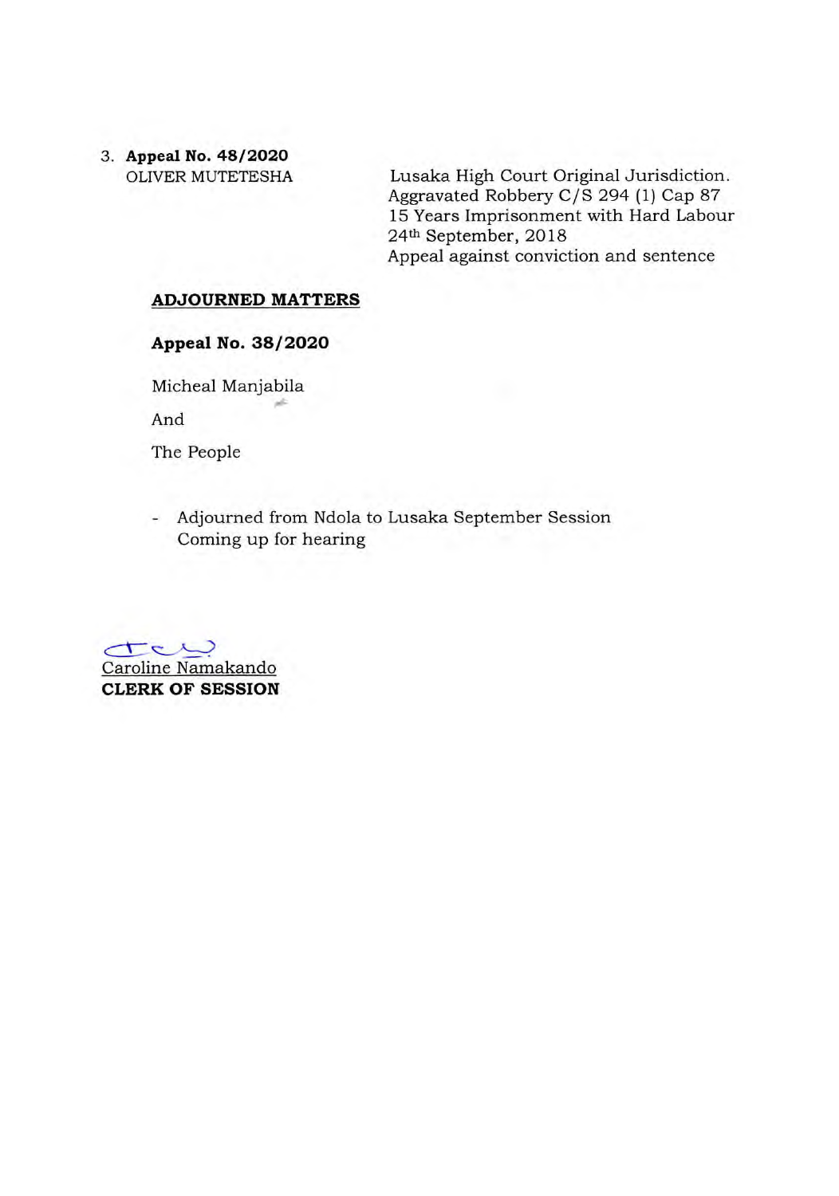3. **Appeal No. 48/2020**
   OLIVER MUTETESHA

   Lusaka High Court Original Jurisdiction.
   Aggravated Robbery C/S 294 (1) Cap 87
   15 Years Imprisonment with Hard Labour
   24th September, 2018
   Appeal against conviction and sentence

**ADJOURNED MATTERS**

**Appeal No. 38/2020**

Micheal Manjabila

And

The People

- Adjourned from Ndola to Lusaka September Session
  Coming up for hearing

Caroline Namakando
**CLERK OF SESSION**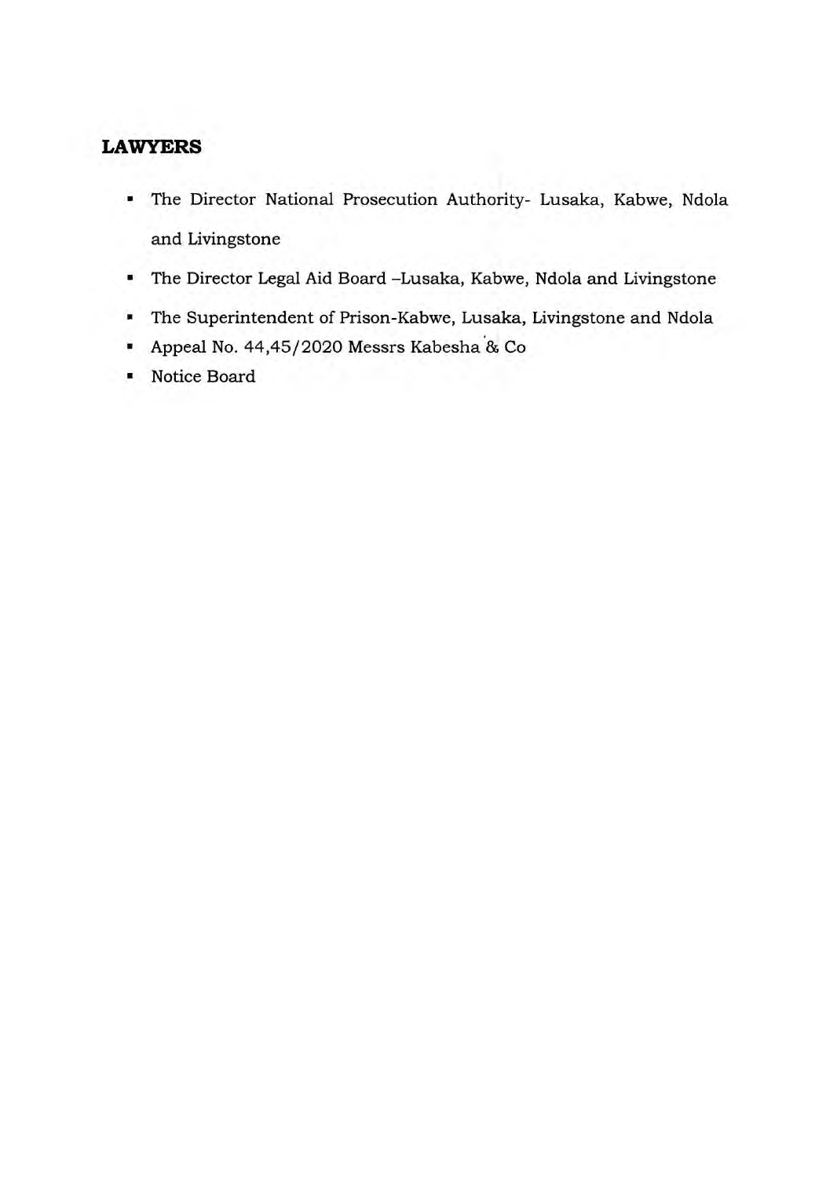## LAWYERS

- The Director National Prosecution Authority- Lusaka, Kabwe, Ndola and Livingstone
- The Director Legal Aid Board –Lusaka, Kabwe, Ndola and Livingstone
- The Superintendent of Prison-Kabwe, Lusaka, Livingstone and Ndola
- Appeal No. 44,45/2020 Messrs Kabesha & Co
- Notice Board